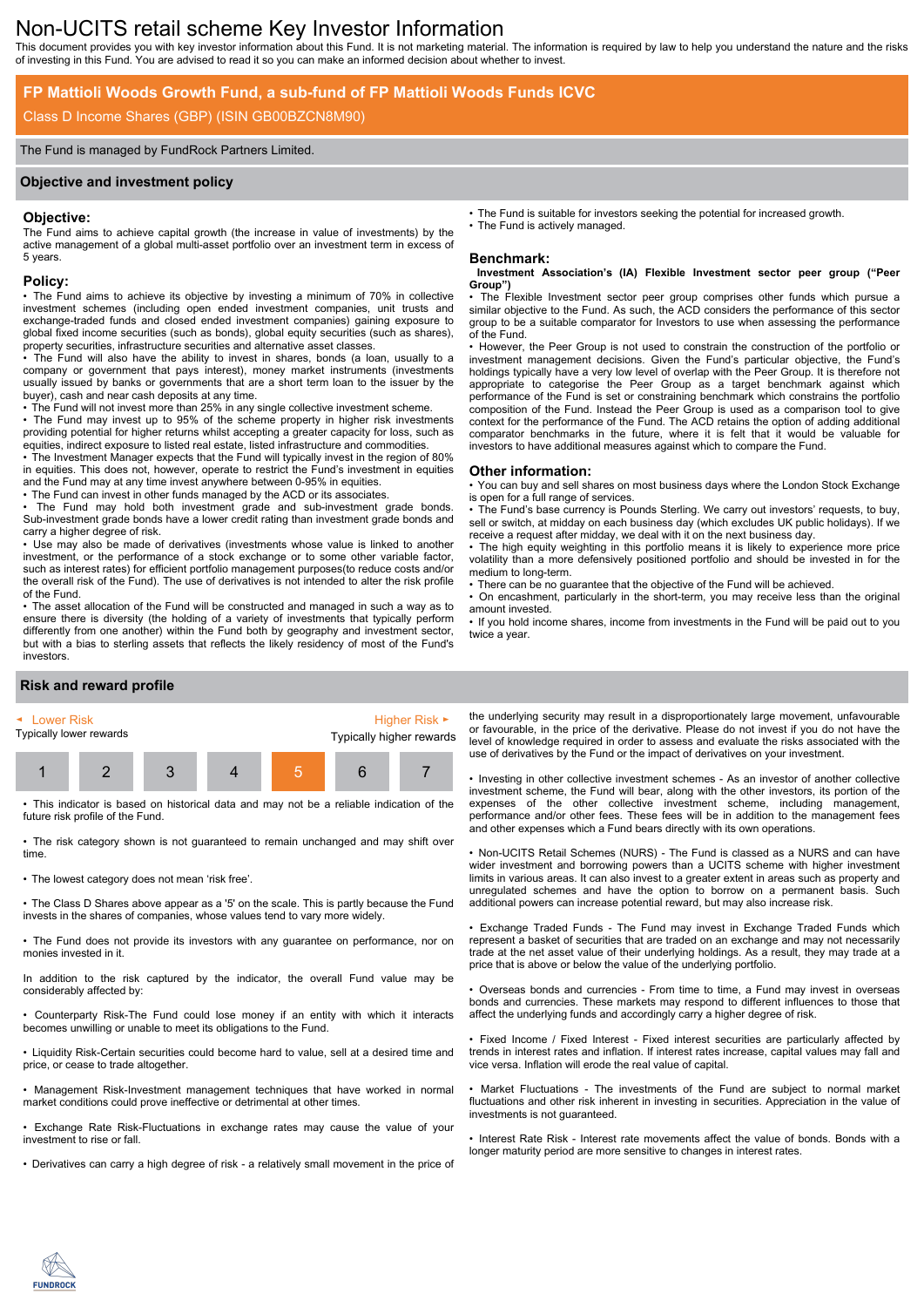# Non-UCITS retail scheme Key Investor Information

This document provides you with key investor information about this Fund. It is not marketing material. The information is required by law to help you understand the nature and the risks of investing in this Fund. You are advised to read it so you can make an informed decision about whether to invest.

## FP Mattioli Woods Growth Fund, a sub-fund of FP Mattioli Woods Funds ICVC

Class D Income Shares (GBP) (ISIN GB00BZCN8M90)

The Fund is managed by FundRock Partners Limited.

## Objective and investment policy

### Objective:

The Fund aims to achieve capital growth (the increase in value of investments) by the active management of a global multi-asset portfolio over an investment term in excess of 5 years.

### Policy:

- The Fund aims to achieve its objective by investing a minimum of 70% in collective investment schemes (including open ended investment companies, unit trusts and exchange-traded funds and closed ended investment companies) gaining exposure to global fixed income securities (such as bonds), global equity securities (such as shares), property securities, infrastructure securities and alternative asset classes.
- The Fund will also have the ability to invest in shares, bonds (a loan, usually to a company or government that pays interest), money market instruments (investments usually issued by banks or governments that are a short term loan to the issuer by the buyer), cash and near cash deposits at any time.
- The Fund will not invest more than 25% in any single collective investment scheme.
- The Fund may invest up to 95% of the scheme property in higher risk investments providing potential for higher returns whilst accepting a greater capacity for loss, such as equities, indirect exposure to listed real estate, listed infrastructure and commodities.
- The Investment Manager expects that the Fund will typically invest in the region of 80% in equities. This does not, however, operate to restrict the Fund's investment in equities and the Fund may at any time invest anywhere between 0-95% in equities.
- The Fund can invest in other funds managed by the ACD or its associates.
- The Fund may hold both investment grade and sub-investment grade bonds. Sub-investment grade bonds have a lower credit rating than investment grade bonds and carry a higher degree of risk.
- Use may also be made of derivatives (investments whose value is linked to another investment, or the performance of a stock exchange or to some other variable factor, such as interest rates) for efficient portfolio management purposes(to reduce costs and/or the overall risk of the Fund). The use of derivatives is not intended to alter the risk profile of the Fund.
- The asset allocation of the Fund will be constructed and managed in such a way as to ensure there is diversity (the holding of a variety of investments that typically perform differently from one another) within the Fund both by geography and investment sector, but with a bias to sterling assets that reflects the likely residency of most of the Fund's investors.
- The Fund is suitable for investors seeking the potential for increased growth.
- The Fund is actively managed.

### Benchmark:

**Investment Association's (IA) Flexible Investment sector peer group ("Peer Group")**

- The Flexible Investment sector peer group comprises other funds which pursue a similar objective to the Fund. As such, the ACD considers the performance of this sector group to be a suitable comparitor for Investors to use when assessing the performance of the Fund.
- However, the Peer Group is not used to constrain the construction of the portfolio or investment management decisions. Given the Fund's particular objective, the Fund's holdings typically have a very low level of overlap with the Peer Group. It is therefore not appropriate to categorise the Peer Group as a target benchmark against which performance of the Fund is set or constraining benchmark which constrains the portfolio composition of the Fund. Instead the Peer Group is used as a comparison tool to give context for the performance of the Fund. The ACD retains the option of adding additional comparator benchmarks in the future, where it is felt that it would be valuable for investors to have additional measures against which to compare the Fund.

### Other information:

- You can buy and sell shares on most business days where the London Stock Exchange is open for a full range of services.
- The Fund's base currency is Pounds Sterling. We carry out investors' requests, to buy, sell or switch, at midday on each business day (which excludes UK public holidays). If we receive a request after midday, we deal with it on the next business day.
- The high equity weighting in this portfolio means it is likely to experience more price volatility than a more defensively positioned portfolio and should be invested in for the medium to long-term.
- There can be no guarantee that the objective of the Fund will be achieved.
- On encashment, particularly in the short-term, you may receive less than the original amount invested.
- If you hold income shares, income from investments in the Fund will be paid out to you twice a year.

## Risk and reward profile

| ◄ Lower Risk<br>Typically lower rewards | | | | | | Higher Risk ►<br>Typically higher rewards |
|---|---|---|---|---|---|---|
| 1 | 2 | 3 | 4 | **5** | 6 | 7 |

- This indicator is based on historical data and may not be a reliable indication of the future risk profile of the Fund.
- The risk category shown is not guaranteed to remain unchanged and may shift over time.
- The lowest category does not mean 'risk free'.
- The Class D Shares above appear as a '5' on the scale. This is partly because the Fund invests in the shares of companies, whose values tend to vary more widely.
- The Fund does not provide its investors with any guarantee on performance, nor on monies invested in it.

In addition to the risk captured by the indicator, the overall Fund value may be considerably affected by:

- Counterparty Risk-The Fund could lose money if an entity with which it interacts becomes unwilling or unable to meet its obligations to the Fund.
- Liquidity Risk-Certain securities could become hard to value, sell at a desired time and price, or cease to trade altogether.
- Management Risk-Investment management techniques that have worked in normal market conditions could prove ineffective or detrimental at other times.
- Exchange Rate Risk-Fluctuations in exchange rates may cause the value of your investment to rise or fall.
- Derivatives can carry a high degree of risk - a relatively small movement in the price of the underlying security may result in a disproportionately large movement, unfavourable or favourable, in the price of the derivative. Please do not invest if you do not have the level of knowledge required in order to assess and evaluate the risks associated with the use of derivatives by the Fund or the impact of derivatives on your investment.
- Investing in other collective investment schemes - As an investor of another collective investment scheme, the Fund will bear, along with the other investors, its portion of the expenses of the other collective investment scheme, including management, performance and/or other fees. These fees will be in addition to the management fees and other expenses which a Fund bears directly with its own operations.
- Non-UCITS Retail Schemes (NURS) - The Fund is classed as a NURS and can have wider investment and borrowing powers than a UCITS scheme with higher investment limits in various areas. It can also invest to a greater extent in areas such as property and unregulated schemes and have the option to borrow on a permanent basis. Such additional powers can increase potential reward, but may also increase risk.
- Exchange Traded Funds - The Fund may invest in Exchange Traded Funds which represent a basket of securities that are traded on an exchange and may not necessarily trade at the net asset value of their underlying holdings. As a result, they may trade at a price that is above or below the value of the underlying portfolio.
- Overseas bonds and currencies - From time to time, a Fund may invest in overseas bonds and currencies. These markets may respond to different influences to those that affect the underlying funds and accordingly carry a higher degree of risk.
- Fixed Income / Fixed Interest - Fixed interest securities are particularly affected by trends in interest rates and inflation. If interest rates increase, capital values may fall and vice versa. Inflation will erode the real value of capital.
- Market Fluctuations - The investments of the Fund are subject to normal market fluctuations and other risk inherent in investing in securities. Appreciation in the value of investments is not guaranteed.
- Interest Rate Risk - Interest rate movements affect the value of bonds. Bonds with a longer maturity period are more sensitive to changes in interest rates.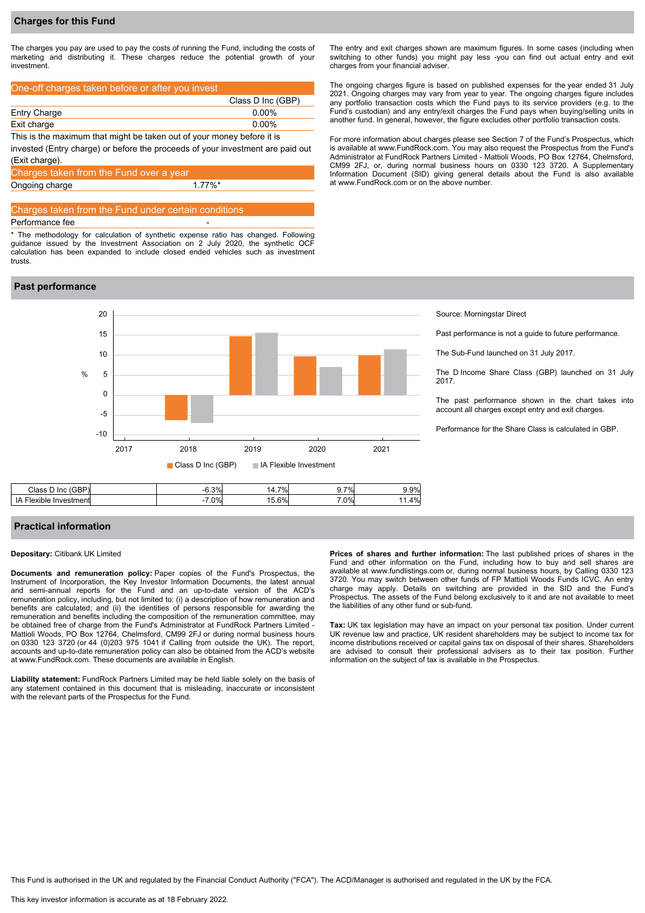## Charges for this Fund

The charges you pay are used to pay the costs of running the Fund, including the costs of marketing and distributing it. These charges reduce the potential growth of your investment.

| One-off charges taken before or after you invest | |
|---|---|
| | Class D Inc (GBP) |
| Entry Charge | 0.00% |
| Exit charge | 0.00% |

This is the maximum that might be taken out of your money before it is invested (Entry charge) or before the proceeds of your investment are paid out (Exit charge).

| Charges taken from the Fund over a year | |
|---|---|
| Ongoing charge | 1.77%* |

| Charges taken from the Fund under certain conditions | |
|---|---|
| Performance fee | - |

* The methodology for calculation of synthetic expense ratio has changed. Following guidance issued by the Investment Association on 2 July 2020, the synthetic OCF calculation has been expanded to include closed ended vehicles such as investment trusts.

The entry and exit charges shown are maximum figures. In some cases (including when switching to other funds) you might pay less -you can find out actual entry and exit charges from your financial adviser.

The ongoing charges figure is based on published expenses for the year ended 31 July 2021. Ongoing charges may vary from year to year. The ongoing charges figure includes any portfolio transaction costs which the Fund pays to its service providers (e.g. to the Fund's custodian) and any entry/exit charges the Fund pays when buying/selling units in another fund. In general, however, the figure excludes other portfolio transaction costs.

For more information about charges please see Section 7 of the Fund's Prospectus, which is available at www.FundRock.com. You may also request the Prospectus from the Fund's Administrator at FundRock Partners Limited - Mattioli Woods, PO Box 12764, Chelmsford, CM99 2FJ, or, during normal business hours on 0330 123 3720. A Supplementary Information Document (SID) giving general details about the Fund is also available at www.FundRock.com or on the above number.

## Past performance

%

20
15
10
5
0
-5
-10

2017 2018 2019 2020 2021

Class D Inc (GBP) IA Flexible Investment

| | 2017 | 2018 | 2019 | 2020 | 2021 |
|---|---|---|---|---|---|
| Class D Inc (GBP) | | -6.3% | 14.7% | 9.7% | 9.9% |
| IA Flexible Investment | | -7.0% | 15.6% | 7.0% | 11.4% |

Source: Morningstar Direct

Past performance is not a guide to future performance.

The Sub-Fund launched on 31 July 2017.

The D Income Share Class (GBP) launched on 31 July 2017.

The past performance shown in the chart takes into account all charges except entry and exit charges.

Performance for the Share Class is calculated in GBP.

## Practical information

**Depositary:** Citibank UK Limited

**Documents and remuneration policy:** Paper copies of the Fund's Prospectus, the Instrument of Incorporation, the Key Investor Information Documents, the latest annual and semi-annual reports for the Fund and an up-to-date version of the ACD's remuneration policy, including, but not limited to: (i) a description of how remuneration and benefits are calculated; and (ii) the identities of persons responsible for awarding the remuneration and benefits including the composition of the remuneration committee, may be obtained free of charge from the Fund's Administrator at FundRock Partners Limited - Mattioli Woods, PO Box 12764, Chelmsford, CM99 2FJ or during normal business hours on 0330 123 3720 (or 44 (0)203 975 1041 if Calling from outside the UK). The report, accounts and up-to-date remuneration policy can also be obtained from the ACD's website at www.FundRock.com. These documents are available in English.

**Liability statement:** FundRock Partners Limited may be held liable solely on the basis of any statement contained in this document that is misleading, inaccurate or inconsistent with the relevant parts of the Prospectus for the Fund.

**Prices of shares and further information:** The last published prices of shares in the Fund and other information on the Fund, including how to buy and sell shares are available at www.fundlistings.com or, during normal business hours, by Calling 0330 123 3720. You may switch between other funds of FP Mattioli Woods Funds ICVC. An entry charge may apply. Details on switching are provided in the SID and the Fund's Prospectus. The assets of the Fund belong exclusively to it and are not available to meet the liabilities of any other fund or sub-fund.

**Tax:** UK tax legislation may have an impact on your personal tax position. Under current UK revenue law and practice, UK resident shareholders may be subject to income tax for income distributions received or capital gains tax on disposal of their shares. Shareholders are advised to consult their professional advisers as to their tax position. Further information on the subject of tax is available in the Prospectus.

This Fund is authorised in the UK and regulated by the Financial Conduct Authority ("FCA"). The ACD/Manager is authorised and regulated in the UK by the FCA.

This key investor information is accurate as at 18 February 2022.